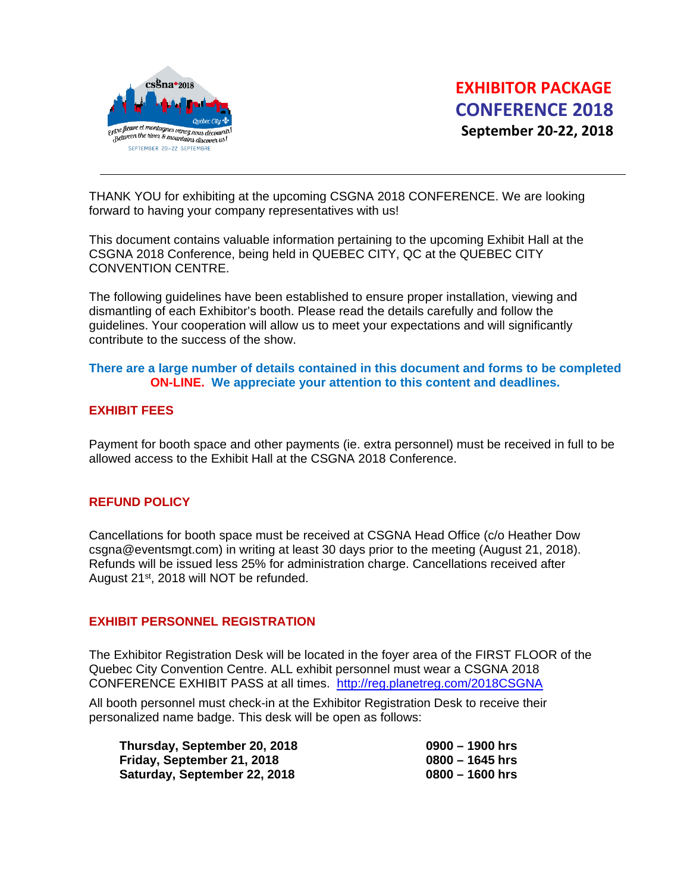# EXHIBITOR PACKAGE
# CONFERENCE 2018
**September 20-22, 2018**

---

THANK YOU for exhibiting at the upcoming CSGNA 2018 CONFERENCE. We are looking forward to having your company representatives with us!

This document contains valuable information pertaining to the upcoming Exhibit Hall at the CSGNA 2018 Conference, being held in QUEBEC CITY, QC at the QUEBEC CITY CONVENTION CENTRE.

The following guidelines have been established to ensure proper installation, viewing and dismantling of each Exhibitor's booth. Please read the details carefully and follow the guidelines. Your cooperation will allow us to meet your expectations and will significantly contribute to the success of the show.

**There are a large number of details contained in this document and forms to be completed ON-LINE. We appreciate your attention to this content and deadlines.**

## EXHIBIT FEES

Payment for booth space and other payments (ie. extra personnel) must be received in full to be allowed access to the Exhibit Hall at the CSGNA 2018 Conference.

## REFUND POLICY

Cancellations for booth space must be received at CSGNA Head Office (c/o Heather Dow csgna@eventsmgt.com) in writing at least 30 days prior to the meeting (August 21, 2018). Refunds will be issued less 25% for administration charge. Cancellations received after August 21st, 2018 will NOT be refunded.

## EXHIBIT PERSONNEL REGISTRATION

The Exhibitor Registration Desk will be located in the foyer area of the FIRST FLOOR of the Quebec City Convention Centre. ALL exhibit personnel must wear a CSGNA 2018 CONFERENCE EXHIBIT PASS at all times. http://reg.planetreg.com/2018CSGNA

All booth personnel must check-in at the Exhibitor Registration Desk to receive their personalized name badge. This desk will be open as follows:

| | |
|---|---|
| **Thursday, September 20, 2018** | **0900 – 1900 hrs** |
| **Friday, September 21, 2018** | **0800 – 1645 hrs** |
| **Saturday, September 22, 2018** | **0800 – 1600 hrs** |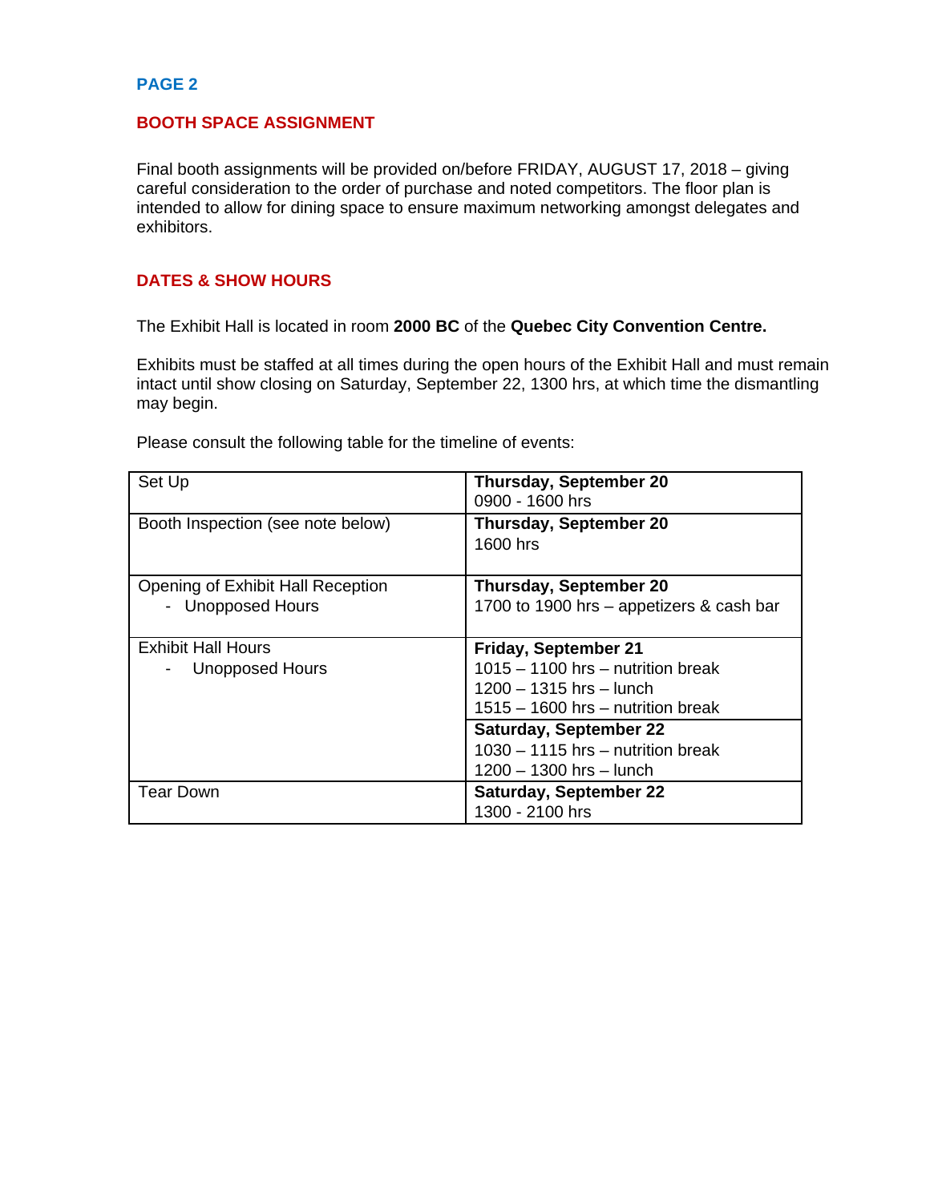**PAGE 2**

## BOOTH SPACE ASSIGNMENT

Final booth assignments will be provided on/before FRIDAY, AUGUST 17, 2018 – giving careful consideration to the order of purchase and noted competitors. The floor plan is intended to allow for dining space to ensure maximum networking amongst delegates and exhibitors.

## DATES & SHOW HOURS

The Exhibit Hall is located in room **2000 BC** of the **Quebec City Convention Centre.**

Exhibits must be staffed at all times during the open hours of the Exhibit Hall and must remain intact until show closing on Saturday, September 22, 1300 hrs, at which time the dismantling may begin.

Please consult the following table for the timeline of events:

| Event | Date & Time |
|---|---|
| Set Up | **Thursday, September 20**<br>0900 - 1600 hrs |
| Booth Inspection (see note below) | **Thursday, September 20**<br>1600 hrs |
| Opening of Exhibit Hall Reception<br>- Unopposed Hours | **Thursday, September 20**<br>1700 to 1900 hrs – appetizers & cash bar |
| Exhibit Hall Hours<br>- Unopposed Hours | **Friday, September 21**<br>1015 – 1100 hrs – nutrition break<br>1200 – 1315 hrs – lunch<br>1515 – 1600 hrs – nutrition break |
| | **Saturday, September 22**<br>1030 – 1115 hrs – nutrition break<br>1200 – 1300 hrs – lunch |
| Tear Down | **Saturday, September 22**<br>1300 - 2100 hrs |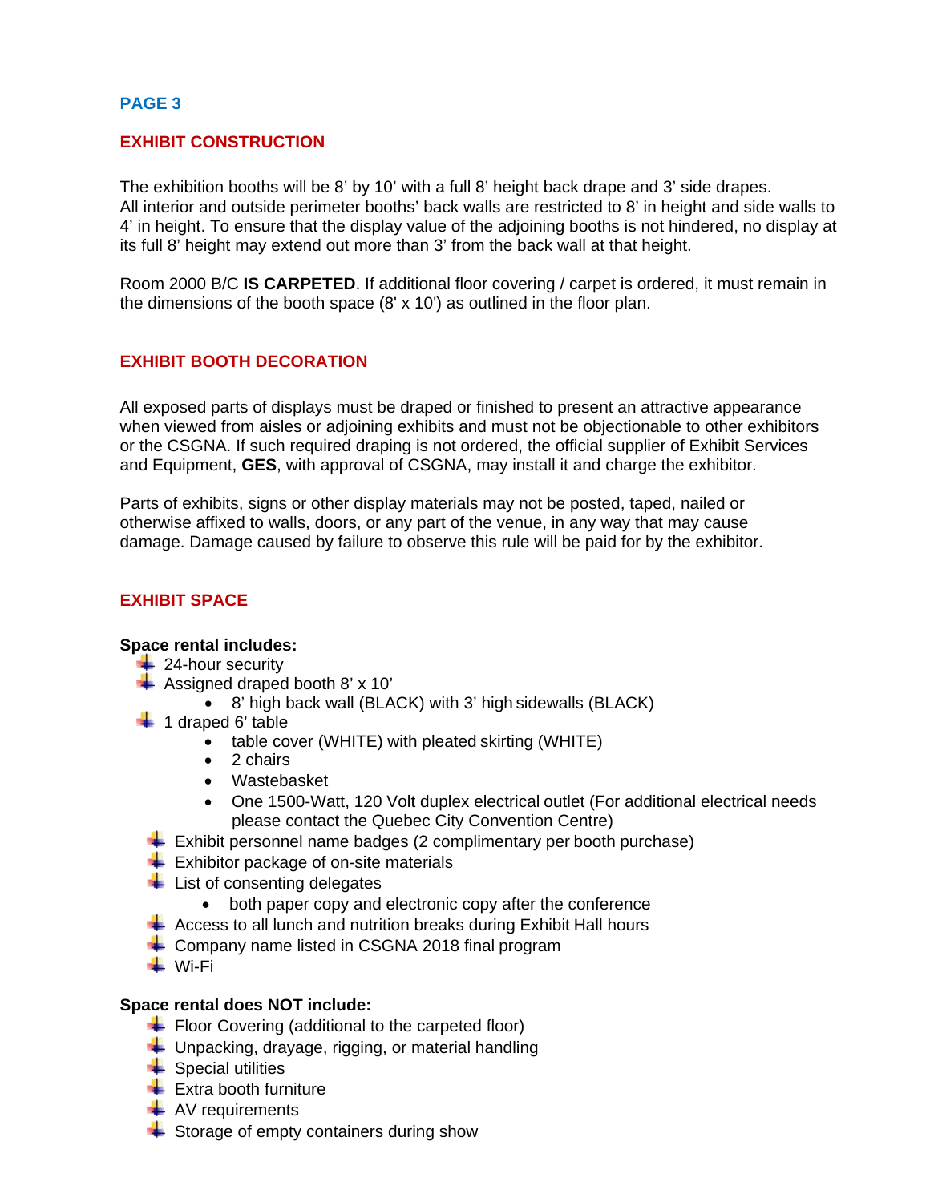## PAGE 3

### EXHIBIT CONSTRUCTION

The exhibition booths will be 8' by 10' with a full 8' height back drape and 3' side drapes. All interior and outside perimeter booths' back walls are restricted to 8' in height and side walls to 4' in height. To ensure that the display value of the adjoining booths is not hindered, no display at its full 8' height may extend out more than 3' from the back wall at that height.

Room 2000 B/C **IS CARPETED**. If additional floor covering / carpet is ordered, it must remain in the dimensions of the booth space (8' x 10') as outlined in the floor plan.

### EXHIBIT BOOTH DECORATION

All exposed parts of displays must be draped or finished to present an attractive appearance when viewed from aisles or adjoining exhibits and must not be objectionable to other exhibitors or the CSGNA. If such required draping is not ordered, the official supplier of Exhibit Services and Equipment, **GES**, with approval of CSGNA, may install it and charge the exhibitor.

Parts of exhibits, signs or other display materials may not be posted, taped, nailed or otherwise affixed to walls, doors, or any part of the venue, in any way that may cause damage. Damage caused by failure to observe this rule will be paid for by the exhibitor.

### EXHIBIT SPACE

**Space rental includes:**

- 24-hour security
- Assigned draped booth 8' x 10'
  - 8' high back wall (BLACK) with 3' high sidewalls (BLACK)
- 1 draped 6' table
  - table cover (WHITE) with pleated skirting (WHITE)
  - 2 chairs
  - Wastebasket
  - One 1500-Watt, 120 Volt duplex electrical outlet (For additional electrical needs please contact the Quebec City Convention Centre)
- Exhibit personnel name badges (2 complimentary per booth purchase)
- Exhibitor package of on-site materials
- List of consenting delegates
  - both paper copy and electronic copy after the conference
- Access to all lunch and nutrition breaks during Exhibit Hall hours
- Company name listed in CSGNA 2018 final program
- Wi-Fi

**Space rental does NOT include:**

- Floor Covering (additional to the carpeted floor)
- Unpacking, drayage, rigging, or material handling
- Special utilities
- Extra booth furniture
- AV requirements
- Storage of empty containers during show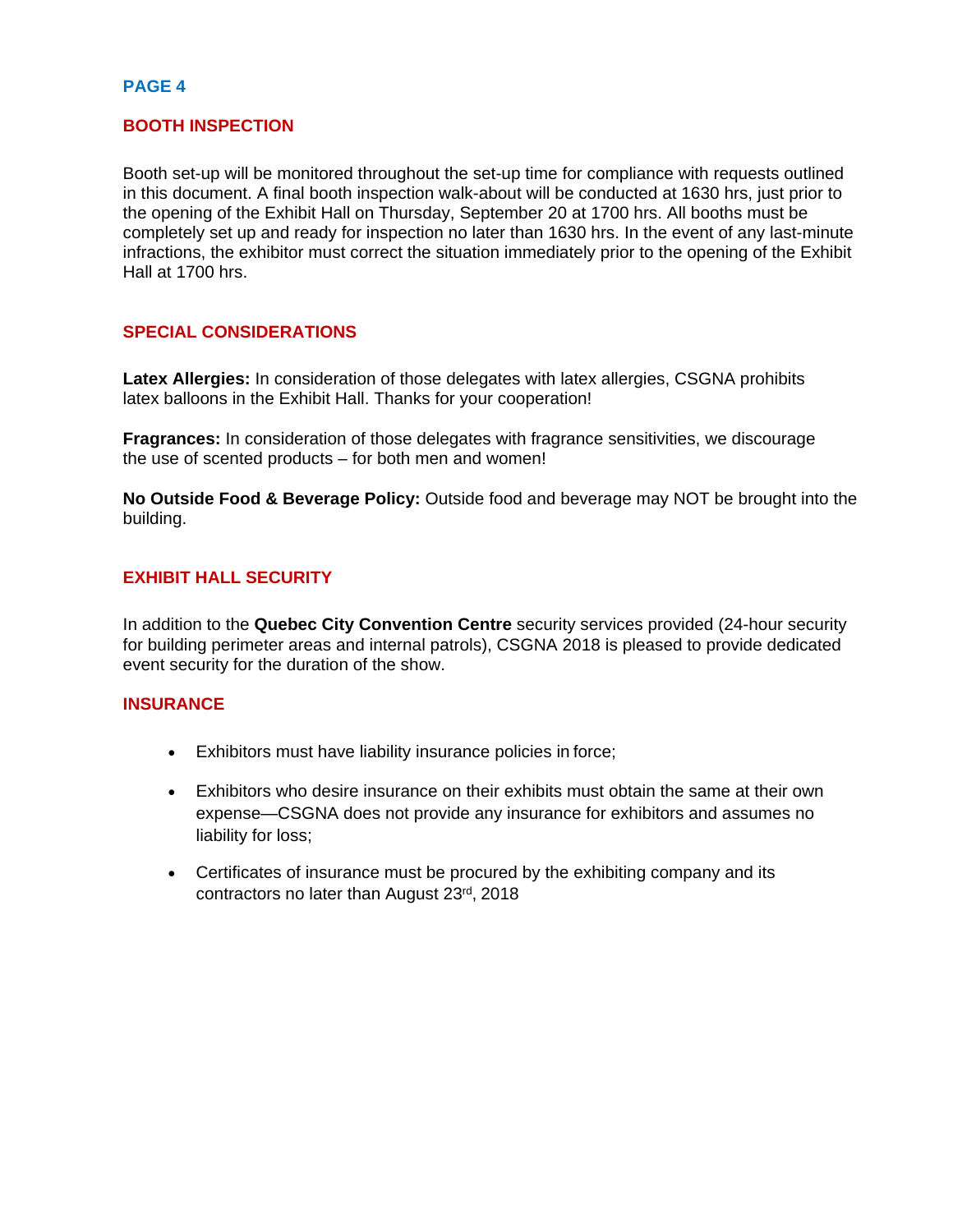## PAGE 4

### BOOTH INSPECTION

Booth set-up will be monitored throughout the set-up time for compliance with requests outlined in this document. A final booth inspection walk-about will be conducted at 1630 hrs, just prior to the opening of the Exhibit Hall on Thursday, September 20 at 1700 hrs. All booths must be completely set up and ready for inspection no later than 1630 hrs. In the event of any last-minute infractions, the exhibitor must correct the situation immediately prior to the opening of the Exhibit Hall at 1700 hrs.

### SPECIAL CONSIDERATIONS

**Latex Allergies:** In consideration of those delegates with latex allergies, CSGNA prohibits latex balloons in the Exhibit Hall. Thanks for your cooperation!

**Fragrances:** In consideration of those delegates with fragrance sensitivities, we discourage the use of scented products – for both men and women!

**No Outside Food & Beverage Policy:** Outside food and beverage may NOT be brought into the building.

### EXHIBIT HALL SECURITY

In addition to the **Quebec City Convention Centre** security services provided (24-hour security for building perimeter areas and internal patrols), CSGNA 2018 is pleased to provide dedicated event security for the duration of the show.

### INSURANCE

- Exhibitors must have liability insurance policies in force;
- Exhibitors who desire insurance on their exhibits must obtain the same at their own expense—CSGNA does not provide any insurance for exhibitors and assumes no liability for loss;
- Certificates of insurance must be procured by the exhibiting company and its contractors no later than August 23rd, 2018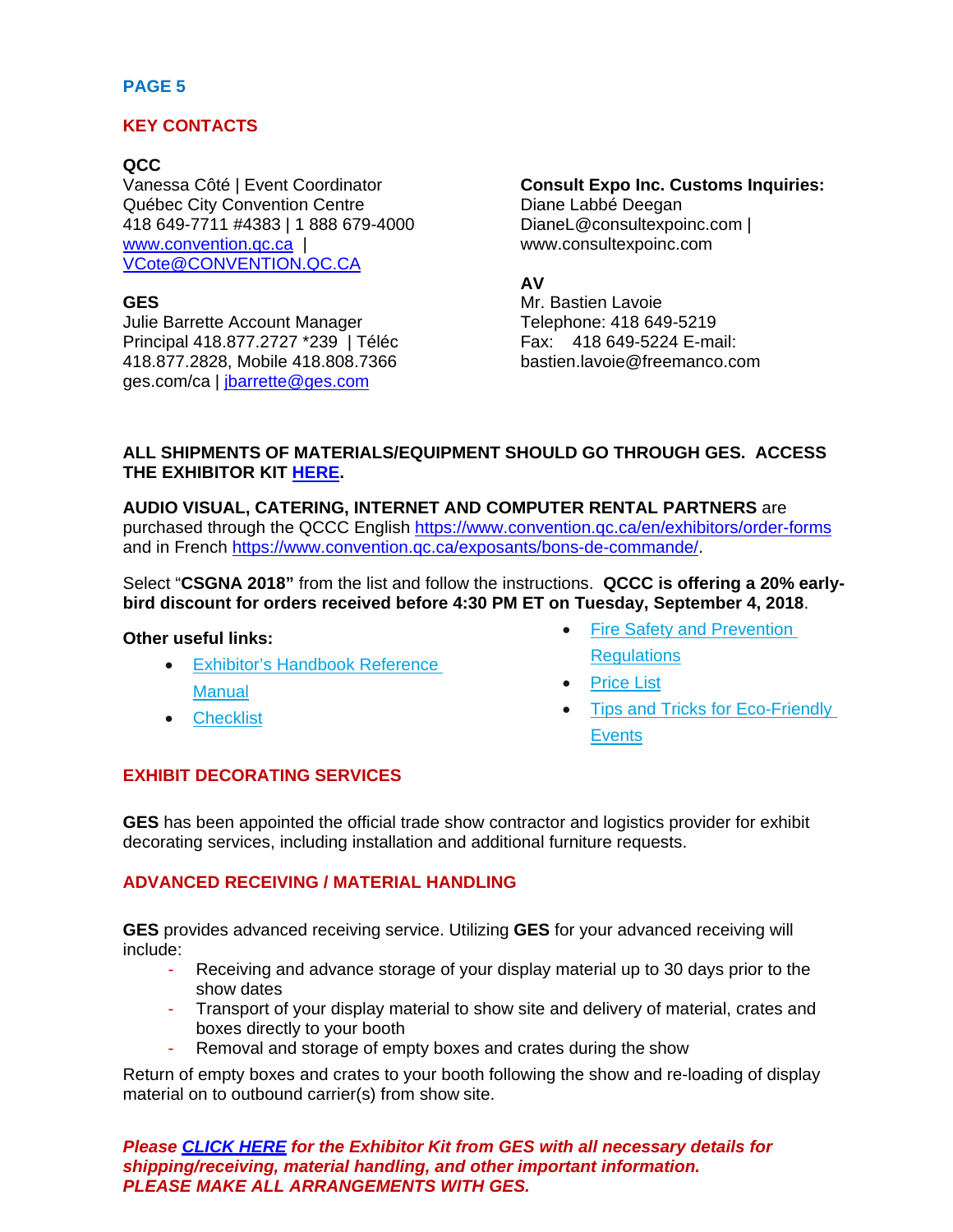## PAGE 5

### KEY CONTACTS

**QCC**
Vanessa Côté | Event Coordinator
Québec City Convention Centre
418 649-7711 #4383 | 1 888 679-4000
www.convention.qc.ca |
VCote@CONVENTION.QC.CA

**GES**
Julie Barrette Account Manager
Principal 418.877.2727 *239 | Téléc 418.877.2828, Mobile 418.808.7366
ges.com/ca | jbarrette@ges.com

**Consult Expo Inc. Customs Inquiries:**
Diane Labbé Deegan
DianeL@consultexpoinc.com |
www.consultexpoinc.com

**AV**
Mr. Bastien Lavoie
Telephone: 418 649-5219
Fax: 418 649-5224 E-mail:
bastien.lavoie@freemanco.com

**ALL SHIPMENTS OF MATERIALS/EQUIPMENT SHOULD GO THROUGH GES. ACCESS THE EXHIBITOR KIT HERE.**

**AUDIO VISUAL, CATERING, INTERNET AND COMPUTER RENTAL PARTNERS** are purchased through the QCCC English https://www.convention.qc.ca/en/exhibitors/order-forms and in French https://www.convention.qc.ca/exposants/bons-de-commande/.

Select "**CSGNA 2018"** from the list and follow the instructions. **QCCC is offering a 20% early-bird discount for orders received before 4:30 PM ET on Tuesday, September 4, 2018**.

**Other useful links:**

- Exhibitor's Handbook Reference Manual
- Checklist
- Fire Safety and Prevention Regulations
- Price List
- Tips and Tricks for Eco-Friendly Events

### EXHIBIT DECORATING SERVICES

**GES** has been appointed the official trade show contractor and logistics provider for exhibit decorating services, including installation and additional furniture requests.

### ADVANCED RECEIVING / MATERIAL HANDLING

**GES** provides advanced receiving service. Utilizing **GES** for your advanced receiving will include:

- Receiving and advance storage of your display material up to 30 days prior to the show dates
- Transport of your display material to show site and delivery of material, crates and boxes directly to your booth
- Removal and storage of empty boxes and crates during the show

Return of empty boxes and crates to your booth following the show and re-loading of display material on to outbound carrier(s) from show site.

***Please CLICK HERE for the Exhibitor Kit from GES with all necessary details for shipping/receiving, material handling, and other important information.***
***PLEASE MAKE ALL ARRANGEMENTS WITH GES.***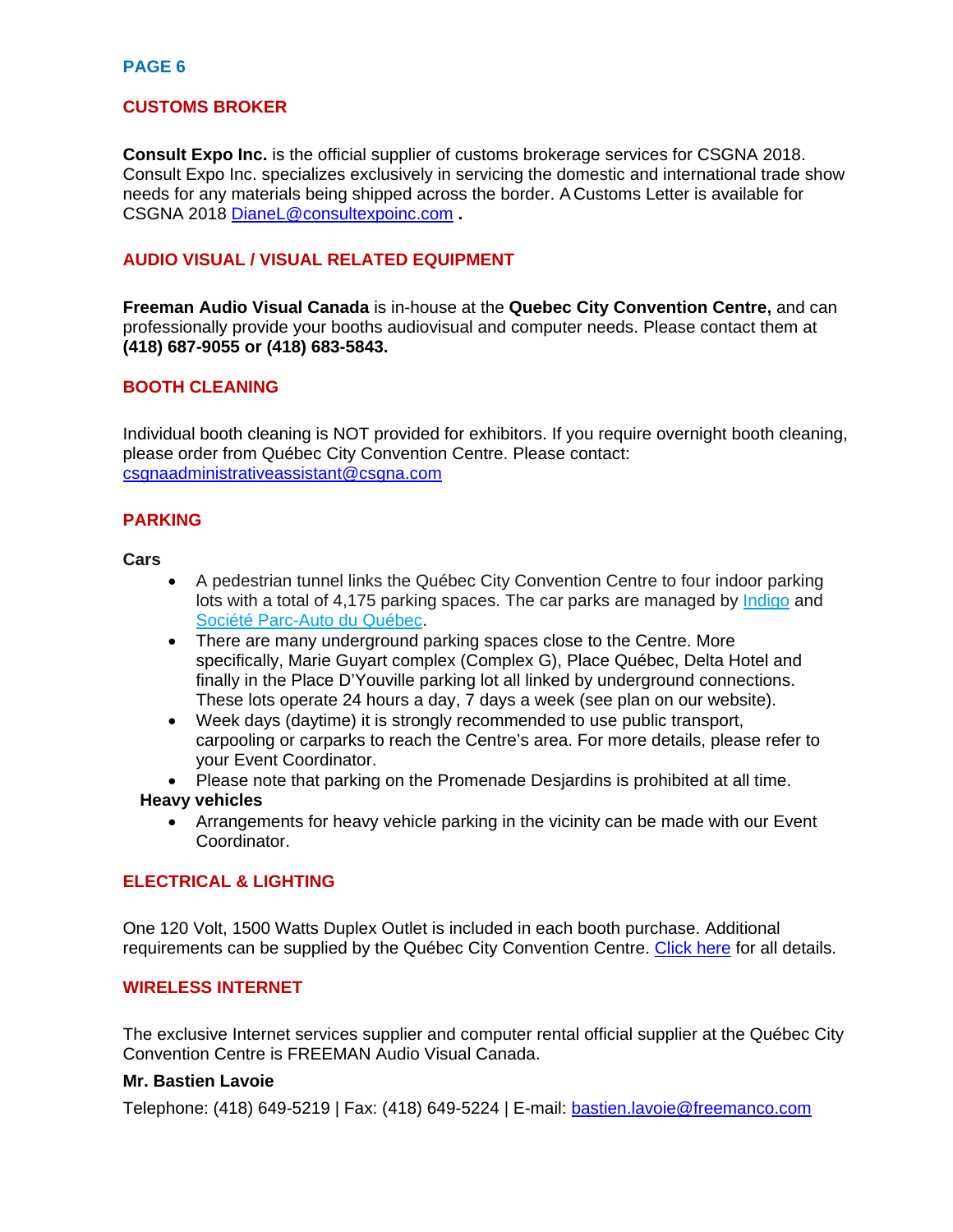## PAGE 6

### CUSTOMS BROKER

**Consult Expo Inc.** is the official supplier of customs brokerage services for CSGNA 2018. Consult Expo Inc. specializes exclusively in servicing the domestic and international trade show needs for any materials being shipped across the border. A Customs Letter is available for CSGNA 2018 DianeL@consultexpoinc.com **.**

### AUDIO VISUAL / VISUAL RELATED EQUIPMENT

**Freeman Audio Visual Canada** is in-house at the **Quebec City Convention Centre,** and can professionally provide your booths audiovisual and computer needs. Please contact them at **(418) 687-9055 or (418) 683-5843.**

### BOOTH CLEANING

Individual booth cleaning is NOT provided for exhibitors. If you require overnight booth cleaning, please order from Québec City Convention Centre. Please contact: csgnaadministrativeassistant@csgna.com

### PARKING

**Cars**

- A pedestrian tunnel links the Québec City Convention Centre to four indoor parking lots with a total of 4,175 parking spaces. The car parks are managed by Indigo and Société Parc-Auto du Québec.
- There are many underground parking spaces close to the Centre. More specifically, Marie Guyart complex (Complex G), Place Québec, Delta Hotel and finally in the Place D'Youville parking lot all linked by underground connections. These lots operate 24 hours a day, 7 days a week (see plan on our website).
- Week days (daytime) it is strongly recommended to use public transport, carpooling or carparks to reach the Centre's area. For more details, please refer to your Event Coordinator.
- Please note that parking on the Promenade Desjardins is prohibited at all time.

**Heavy vehicles**

- Arrangements for heavy vehicle parking in the vicinity can be made with our Event Coordinator.

### ELECTRICAL & LIGHTING

One 120 Volt, 1500 Watts Duplex Outlet is included in each booth purchase. Additional requirements can be supplied by the Québec City Convention Centre. Click here for all details.

### WIRELESS INTERNET

The exclusive Internet services supplier and computer rental official supplier at the Québec City Convention Centre is FREEMAN Audio Visual Canada.

**Mr. Bastien Lavoie**

Telephone: (418) 649-5219 | Fax: (418) 649-5224 | E-mail: bastien.lavoie@freemanco.com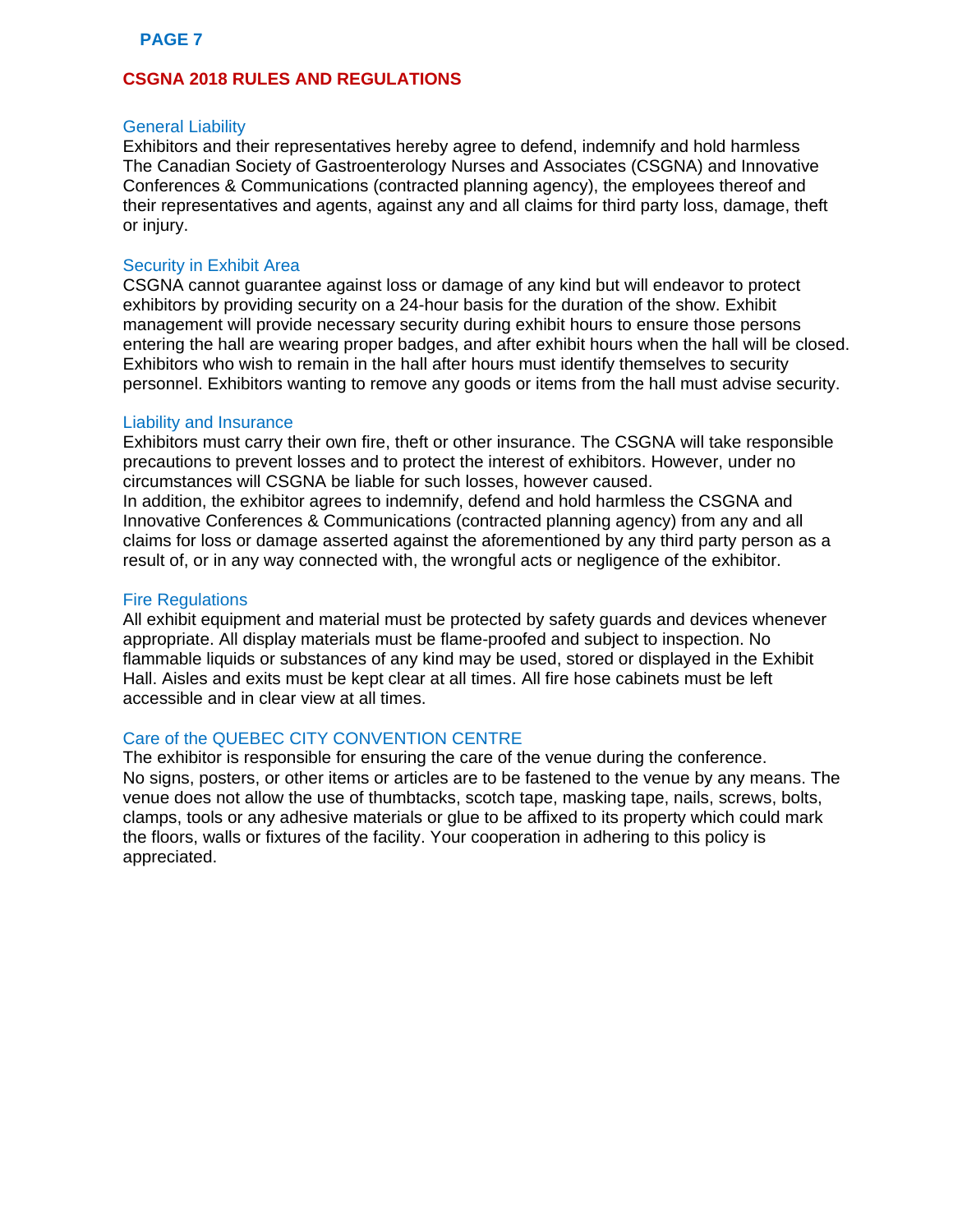## CSGNA 2018 RULES AND REGULATIONS

### General Liability

Exhibitors and their representatives hereby agree to defend, indemnify and hold harmless The Canadian Society of Gastroenterology Nurses and Associates (CSGNA) and Innovative Conferences & Communications (contracted planning agency), the employees thereof and their representatives and agents, against any and all claims for third party loss, damage, theft or injury.

### Security in Exhibit Area

CSGNA cannot guarantee against loss or damage of any kind but will endeavor to protect exhibitors by providing security on a 24-hour basis for the duration of the show. Exhibit management will provide necessary security during exhibit hours to ensure those persons entering the hall are wearing proper badges, and after exhibit hours when the hall will be closed. Exhibitors who wish to remain in the hall after hours must identify themselves to security personnel. Exhibitors wanting to remove any goods or items from the hall must advise security.

### Liability and Insurance

Exhibitors must carry their own fire, theft or other insurance. The CSGNA will take responsible precautions to prevent losses and to protect the interest of exhibitors. However, under no circumstances will CSGNA be liable for such losses, however caused.
In addition, the exhibitor agrees to indemnify, defend and hold harmless the CSGNA and Innovative Conferences & Communications (contracted planning agency) from any and all claims for loss or damage asserted against the aforementioned by any third party person as a result of, or in any way connected with, the wrongful acts or negligence of the exhibitor.

### Fire Regulations

All exhibit equipment and material must be protected by safety guards and devices whenever appropriate. All display materials must be flame-proofed and subject to inspection. No flammable liquids or substances of any kind may be used, stored or displayed in the Exhibit Hall. Aisles and exits must be kept clear at all times. All fire hose cabinets must be left accessible and in clear view at all times.

### Care of the QUEBEC CITY CONVENTION CENTRE

The exhibitor is responsible for ensuring the care of the venue during the conference.
No signs, posters, or other items or articles are to be fastened to the venue by any means. The venue does not allow the use of thumbtacks, scotch tape, masking tape, nails, screws, bolts, clamps, tools or any adhesive materials or glue to be affixed to its property which could mark the floors, walls or fixtures of the facility. Your cooperation in adhering to this policy is appreciated.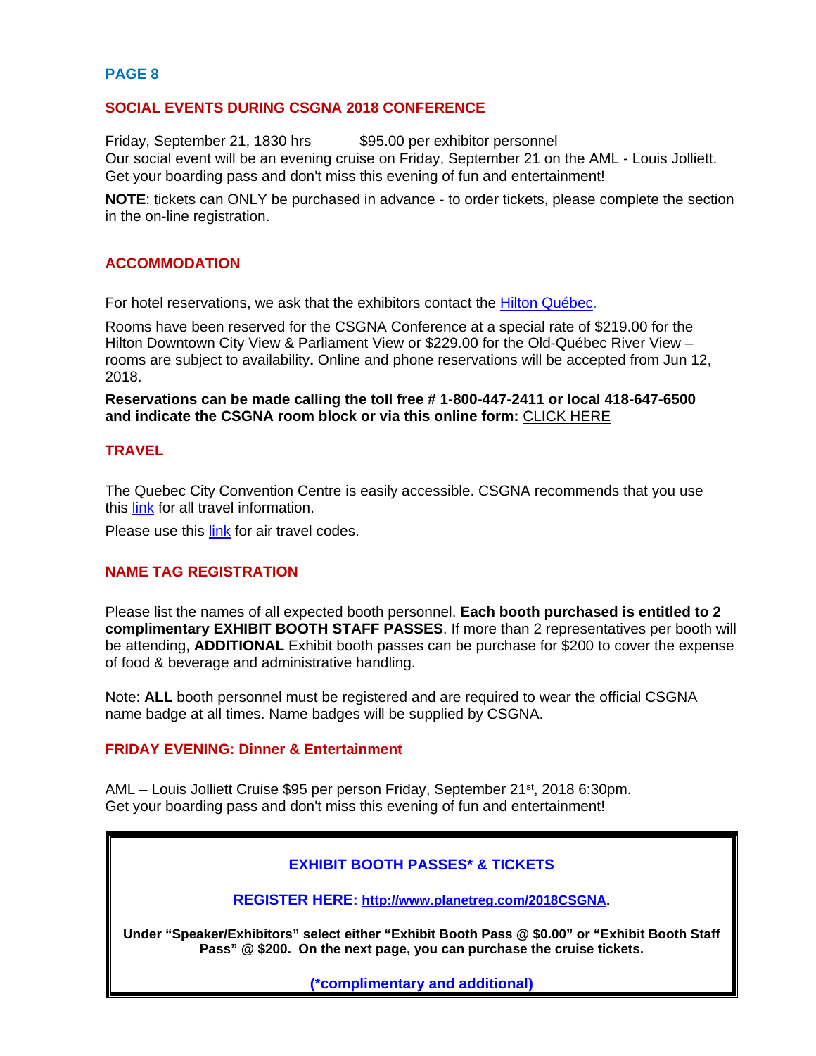## PAGE 8

### SOCIAL EVENTS DURING CSGNA 2018 CONFERENCE

Friday, September 21, 1830 hrs $95.00 per exhibitor personnel
Our social event will be an evening cruise on Friday, September 21 on the AML - Louis Jolliett. Get your boarding pass and don't miss this evening of fun and entertainment!

**NOTE**: tickets can ONLY be purchased in advance - to order tickets, please complete the section in the on-line registration.

### ACCOMMODATION

For hotel reservations, we ask that the exhibitors contact the Hilton Québec.

Rooms have been reserved for the CSGNA Conference at a special rate of $219.00 for the Hilton Downtown City View & Parliament View or $229.00 for the Old-Québec River View – rooms are subject to availability**.** Online and phone reservations will be accepted from Jun 12, 2018.

**Reservations can be made calling the toll free # 1-800-447-2411 or local 418-647-6500 and indicate the CSGNA room block or via this online form:** CLICK HERE

### TRAVEL

The Quebec City Convention Centre is easily accessible. CSGNA recommends that you use this link for all travel information.

Please use this link for air travel codes.

### NAME TAG REGISTRATION

Please list the names of all expected booth personnel. **Each booth purchased is entitled to 2 complimentary EXHIBIT BOOTH STAFF PASSES**. If more than 2 representatives per booth will be attending, **ADDITIONAL** Exhibit booth passes can be purchase for $200 to cover the expense of food & beverage and administrative handling.

Note: **ALL** booth personnel must be registered and are required to wear the official CSGNA name badge at all times. Name badges will be supplied by CSGNA.

### FRIDAY EVENING: Dinner & Entertainment

AML – Louis Jolliett Cruise $95 per person Friday, September 21st, 2018 6:30pm.
Get your boarding pass and don't miss this evening of fun and entertainment!

---

**EXHIBIT BOOTH PASSES* & TICKETS**

**REGISTER HERE: http://www.planetreg.com/2018CSGNA.**

**Under "Speaker/Exhibitors" select either "Exhibit Booth Pass @ $0.00" or "Exhibit Booth Staff Pass" @ $200. On the next page, you can purchase the cruise tickets.**

**(*complimentary and additional)**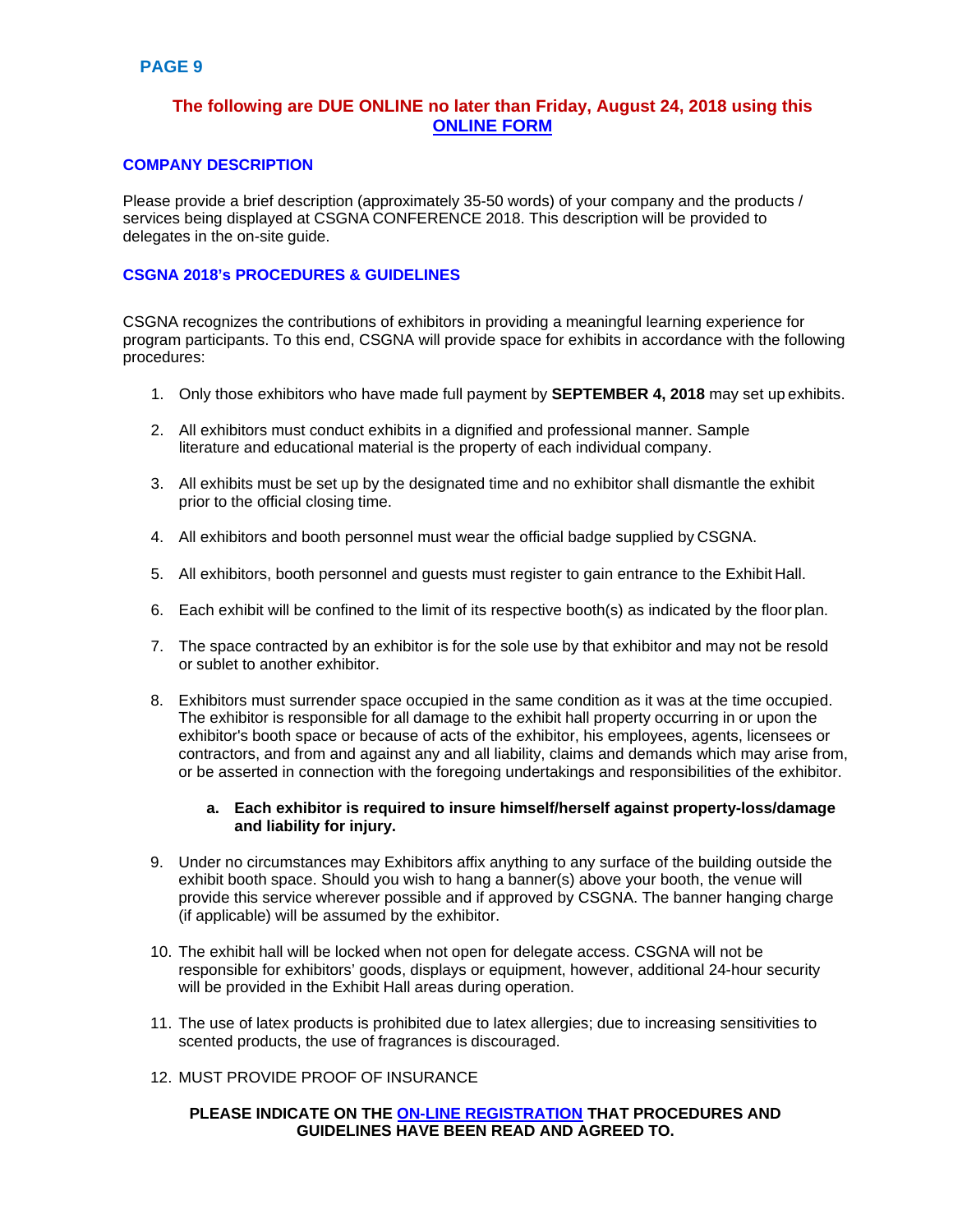**PAGE 9**

**The following are DUE ONLINE no later than Friday, August 24, 2018 using this ONLINE FORM**

### COMPANY DESCRIPTION

Please provide a brief description (approximately 35-50 words) of your company and the products / services being displayed at CSGNA CONFERENCE 2018. This description will be provided to delegates in the on-site guide.

### CSGNA 2018's PROCEDURES & GUIDELINES

CSGNA recognizes the contributions of exhibitors in providing a meaningful learning experience for program participants. To this end, CSGNA will provide space for exhibits in accordance with the following procedures:

1. Only those exhibitors who have made full payment by **SEPTEMBER 4, 2018** may set up exhibits.
2. All exhibitors must conduct exhibits in a dignified and professional manner. Sample literature and educational material is the property of each individual company.
3. All exhibits must be set up by the designated time and no exhibitor shall dismantle the exhibit prior to the official closing time.
4. All exhibitors and booth personnel must wear the official badge supplied by CSGNA.
5. All exhibitors, booth personnel and guests must register to gain entrance to the Exhibit Hall.
6. Each exhibit will be confined to the limit of its respective booth(s) as indicated by the floor plan.
7. The space contracted by an exhibitor is for the sole use by that exhibitor and may not be resold or sublet to another exhibitor.
8. Exhibitors must surrender space occupied in the same condition as it was at the time occupied. The exhibitor is responsible for all damage to the exhibit hall property occurring in or upon the exhibitor's booth space or because of acts of the exhibitor, his employees, agents, licensees or contractors, and from and against any and all liability, claims and demands which may arise from, or be asserted in connection with the foregoing undertakings and responsibilities of the exhibitor.
   a. **Each exhibitor is required to insure himself/herself against property-loss/damage and liability for injury.**
9. Under no circumstances may Exhibitors affix anything to any surface of the building outside the exhibit booth space. Should you wish to hang a banner(s) above your booth, the venue will provide this service wherever possible and if approved by CSGNA. The banner hanging charge (if applicable) will be assumed by the exhibitor.
10. The exhibit hall will be locked when not open for delegate access. CSGNA will not be responsible for exhibitors' goods, displays or equipment, however, additional 24-hour security will be provided in the Exhibit Hall areas during operation.
11. The use of latex products is prohibited due to latex allergies; due to increasing sensitivities to scented products, the use of fragrances is discouraged.
12. MUST PROVIDE PROOF OF INSURANCE

**PLEASE INDICATE ON THE ON-LINE REGISTRATION THAT PROCEDURES AND GUIDELINES HAVE BEEN READ AND AGREED TO.**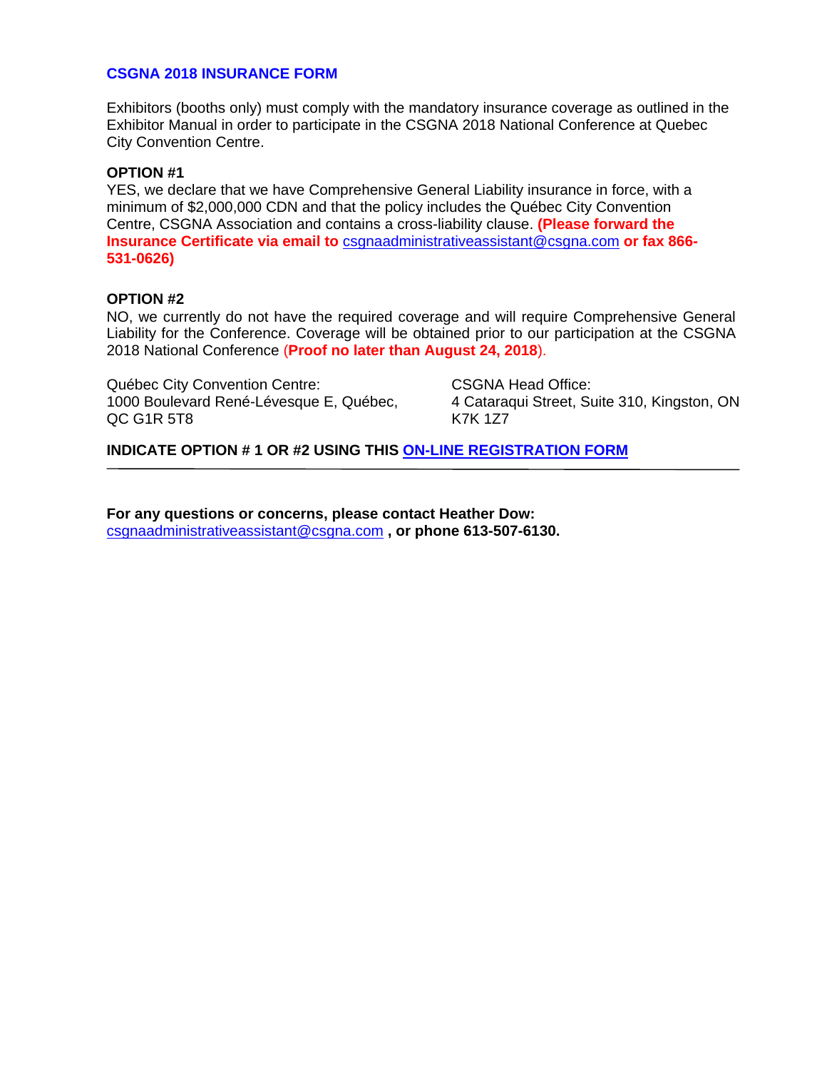## CSGNA 2018 INSURANCE FORM

Exhibitors (booths only) must comply with the mandatory insurance coverage as outlined in the Exhibitor Manual in order to participate in the CSGNA 2018 National Conference at Quebec City Convention Centre.

**OPTION #1**

YES, we declare that we have Comprehensive General Liability insurance in force, with a minimum of $2,000,000 CDN and that the policy includes the Québec City Convention Centre, CSGNA Association and contains a cross-liability clause. **(Please forward the Insurance Certificate via email to** csgnaadministrativeassistant@csgna.com **or fax 866-531-0626)**

**OPTION #2**

NO, we currently do not have the required coverage and will require Comprehensive General Liability for the Conference. Coverage will be obtained prior to our participation at the CSGNA 2018 National Conference (**Proof no later than August 24, 2018**).

Québec City Convention Centre:
1000 Boulevard René-Lévesque E, Québec, QC G1R 5T8

CSGNA Head Office:
4 Cataraqui Street, Suite 310, Kingston, ON K7K 1Z7

**INDICATE OPTION # 1 OR #2 USING THIS ON-LINE REGISTRATION FORM**

---

**For any questions or concerns, please contact Heather Dow:**
csgnaadministrativeassistant@csgna.com **, or phone 613-507-6130.**